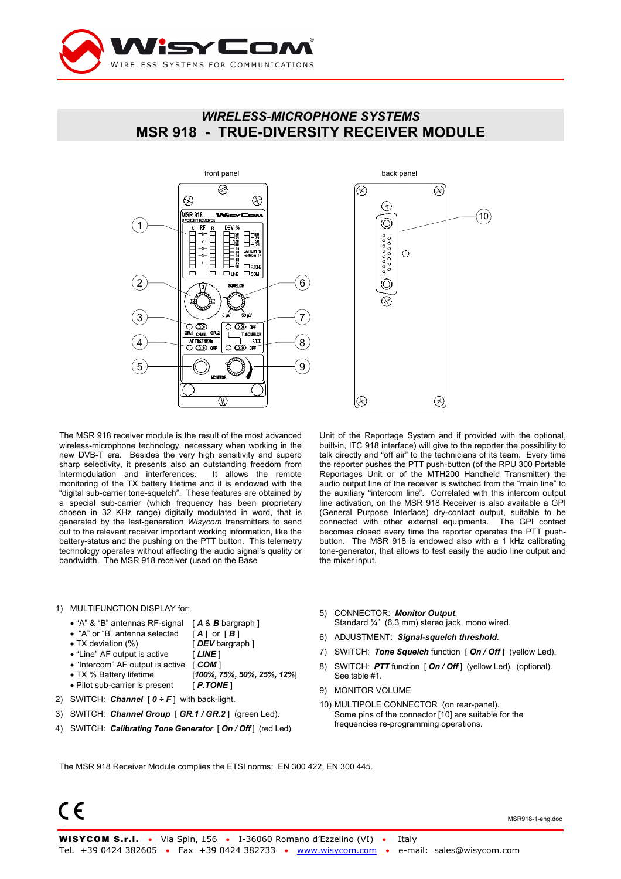# WIRELESS-MICROPHONE SYSTEMS

# MSR 918 - TRUE-DIVERSITY RECEIVER MODULE

front panel

back panel

The MSR 918 receiver module is the result of the most advanced wireless-microphone technology, necessary when working in the new DVB-T era. Besides the very high sensitivity and superb sharp selectivity, it presents also an outstanding freedom from intermodulation and interferences. It allows the remote monitoring of the TX battery lifetime and it is endowed with the "digital sub-carrier tone-squelch". These features are obtained by a special sub-carrier (which frequency has been proprietary chosen in 32 KHz range) digitally modulated in word, that is generated by the last-generation *Wisycom* transmitters to send out to the relevant receiver important working information, like the battery-status and the pushing on the PTT button. This telemetry technology operates without affecting the audio signal's quality or bandwidth. The MSR 918 receiver (used on the Base Unit of the Reportage System and if provided with the optional, built-in, ITC 918 interface) will give to the reporter the possibility to talk directly and "off air" to the technicians of its team. Every time the reporter pushes the PTT push-button (of the RPU 300 Portable Reportages Unit or of the MTH200 Handheld Transmitter) the audio output line of the receiver is switched from the "main line" to the auxiliary "intercom line". Correlated with this intercom output line activation, on the MSR 918 Receiver is also available a GPI (General Purpose Interface) dry-contact output, suitable to be connected with other external equipments. The GPI contact becomes closed every time the reporter operates the PTT push-button. The MSR 918 is endowed also with a 1 kHz calibrating tone-generator, that allows to test easily the audio line output and the mixer input.

1) MULTIFUNCTION DISPLAY for:
   - "A" & "B" antennas RF-signal [ ***A*** & ***B*** bargraph ]
   - "A" or "B" antenna selected [ ***A*** ] or [ ***B*** ]
   - TX deviation (%) [ ***DEV*** bargraph ]
   - "Line" AF output is active [ ***LINE*** ]
   - "Intercom" AF output is active [ ***COM*** ]
   - TX % Battery lifetime [***100%, 75%, 50%, 25%, 12%***]
   - Pilot sub-carrier is present [ ***P.TONE*** ]
2) SWITCH: ***Channel*** [ ***0 ÷ F*** ] with back-light.
3) SWITCH: ***Channel Group*** [ ***GR.1 / GR.2*** ] (green Led).
4) SWITCH: ***Calibrating Tone Generator*** [ ***On / Off*** ] (red Led).
5) CONNECTOR: ***Monitor Output***. Standard ¼" (6.3 mm) stereo jack, mono wired.
6) ADJUSTMENT: ***Signal-squelch threshold***.
7) SWITCH: ***Tone Squelch*** function [ ***On / Off*** ] (yellow Led).
8) SWITCH: ***PTT*** function [ ***On / Off*** ] (yellow Led). (optional). See table #1.
9) MONITOR VOLUME
10) MULTIPOLE CONNECTOR (on rear-panel). Some pins of the connector [10] are suitable for the frequencies re-programming operations.

The MSR 918 Receiver Module complies the ETSI norms: EN 300 422, EN 300 445.

CE

MSR918-1-eng.doc

**WISYCOM S.r.l.** • Via Spin, 156 • I-36060 Romano d'Ezzelino (VI) • Italy
Tel. +39 0424 382605 • Fax +39 0424 382733 • www.wisycom.com • e-mail: sales@wisycom.com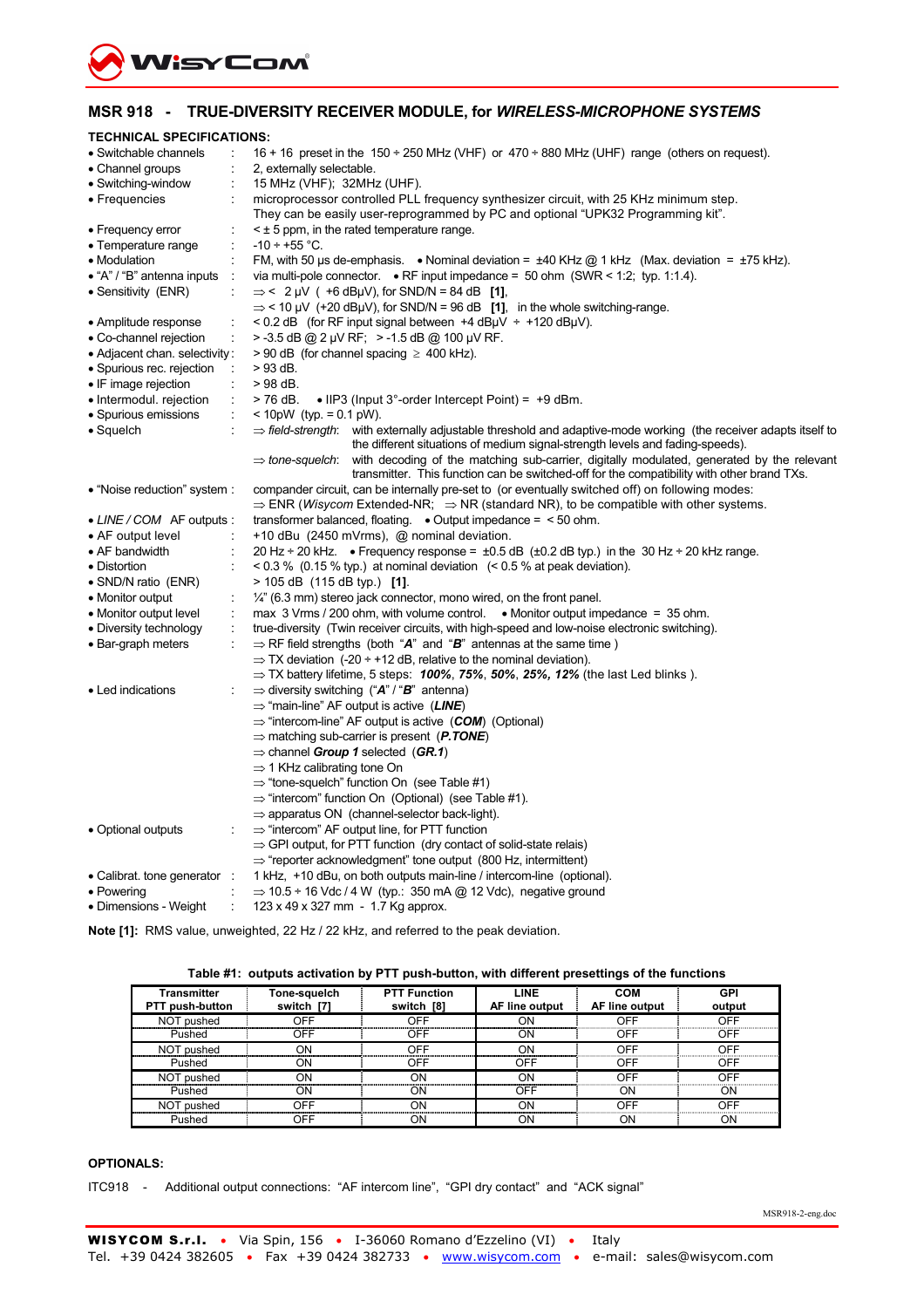## MSR 918 - TRUE-DIVERSITY RECEIVER MODULE, for *WIRELESS-MICROPHONE SYSTEMS*

### TECHNICAL SPECIFICATIONS:

| | | |
|---|---|---|
| • Switchable channels | : | 16 + 16 preset in the 150 ÷ 250 MHz (VHF) or 470 ÷ 880 MHz (UHF) range (others on request). |
| • Channel groups | : | 2, externally selectable. |
| • Switching-window | : | 15 MHz (VHF); 32MHz (UHF). |
| • Frequencies | : | microprocessor controlled PLL frequency synthesizer circuit, with 25 KHz minimum step. They can be easily user-reprogrammed by PC and optional "UPK32 Programming kit". |
| • Frequency error | : | < ± 5 ppm, in the rated temperature range. |
| • Temperature range | : | -10 ÷ +55 °C. |
| • Modulation | : | FM, with 50 µs de-emphasis. • Nominal deviation = ±40 KHz @ 1 kHz (Max. deviation = ±75 kHz). |
| • "A" / "B" antenna inputs | : | via multi-pole connector. • RF input impedance = 50 ohm (SWR < 1:2; typ. 1:1.4). |
| • Sensitivity (ENR) | : | ⇒ < 2 µV ( +6 dBµV), for SND/N = 84 dB **[1]**, ⇒ < 10 µV (+20 dBµV), for SND/N = 96 dB **[1]**, in the whole switching-range. |
| • Amplitude response | : | < 0.2 dB (for RF input signal between +4 dBµV ÷ +120 dBµV). |
| • Co-channel rejection | : | > -3.5 dB @ 2 µV RF; > -1.5 dB @ 100 µV RF. |
| • Adjacent chan. selectivity | : | > 90 dB (for channel spacing ≥ 400 kHz). |
| • Spurious rec. rejection | : | > 93 dB. |
| • IF image rejection | : | > 98 dB. |
| • Intermodul. rejection | : | > 76 dB. • IIP3 (Input 3°-order Intercept Point) = +9 dBm. |
| • Spurious emissions | : | < 10pW (typ. = 0.1 pW). |
| • Squelch | : | ⇒ *field-strength*: with externally adjustable threshold and adaptive-mode working (the receiver adapts itself to the different situations of medium signal-strength levels and fading-speeds). ⇒ *tone-squelch*: with decoding of the matching sub-carrier, digitally modulated, generated by the relevant transmitter. This function can be switched-off for the compatibility with other brand TXs. |
| • "Noise reduction" system | : | compander circuit, can be internally pre-set to (or eventually switched off) on following modes: ⇒ ENR (*Wisycom* Extended-NR; ⇒ NR (standard NR), to be compatible with other systems. |
| • *LINE / COM* AF outputs | : | transformer balanced, floating. • Output impedance = < 50 ohm. |
| • AF output level | : | +10 dBu (2450 mVrms), @ nominal deviation. |
| • AF bandwidth | : | 20 Hz ÷ 20 kHz. • Frequency response = ±0.5 dB (±0.2 dB typ.) in the 30 Hz ÷ 20 kHz range. |
| • Distortion | : | < 0.3 % (0.15 % typ.) at nominal deviation (< 0.5 % at peak deviation). |
| • SND/N ratio (ENR) | : | > 105 dB (115 dB typ.) **[1]**. |
| • Monitor output | : | ¼" (6.3 mm) stereo jack connector, mono wired, on the front panel. |
| • Monitor output level | : | max 3 Vrms / 200 ohm, with volume control. • Monitor output impedance = 35 ohm. |
| • Diversity technology | : | true-diversity (Twin receiver circuits, with high-speed and low-noise electronic switching). |
| • Bar-graph meters | : | ⇒ RF field strengths (both "***A***" and "***B***" antennas at the same time ) ⇒ TX deviation (-20 ÷ +12 dB, relative to the nominal deviation). ⇒ TX battery lifetime, 5 steps: ***100%***, ***75%***, ***50%***, ***25%***, ***12%*** (the last Led blinks ). |
| • Led indications | : | ⇒ diversity switching ("***A***" / "***B***" antenna) ⇒ "main-line" AF output is active (***LINE***) ⇒ "intercom-line" AF output is active (***COM***) (Optional) ⇒ matching sub-carrier is present (***P.TONE***) ⇒ channel ***Group 1*** selected (***GR.1***) ⇒ 1 KHz calibrating tone On ⇒ "tone-squelch" function On (see Table #1) ⇒ "intercom" function On (Optional) (see Table #1). ⇒ apparatus ON (channel-selector back-light). |
| • Optional outputs | : | ⇒ "intercom" AF output line, for PTT function ⇒ GPI output, for PTT function (dry contact of solid-state relais) ⇒ "reporter acknowledgment" tone output (800 Hz, intermittent) |
| • Calibrat. tone generator | : | 1 kHz, +10 dBu, on both outputs main-line / intercom-line (optional). |
| • Powering | : | ⇒ 10.5 ÷ 16 Vdc / 4 W (typ.: 350 mA @ 12 Vdc), negative ground |
| • Dimensions - Weight | : | 123 x 49 x 327 mm - 1.7 Kg approx. |

**Note [1]:** RMS value, unweighted, 22 Hz / 22 kHz, and referred to the peak deviation.

**Table #1: outputs activation by PTT push-button, with different presettings of the functions**

| Transmitter PTT push-button | Tone-squelch switch [7] | PTT Function switch [8] | LINE AF line output | COM AF line output | GPI output |
|---|---|---|---|---|---|
| NOT pushed | OFF | OFF | ON | OFF | OFF |
| Pushed | OFF | OFF | ON | OFF | OFF |
| NOT pushed | ON | OFF | ON | OFF | OFF |
| Pushed | ON | OFF | OFF | OFF | OFF |
| NOT pushed | ON | ON | ON | OFF | OFF |
| Pushed | ON | ON | OFF | ON | ON |
| NOT pushed | OFF | ON | ON | OFF | OFF |
| Pushed | OFF | ON | ON | ON | ON |

### OPTIONALS:

ITC918 - Additional output connections: "AF intercom line", "GPI dry contact" and "ACK signal"

MSR918-2-eng.doc

**WISYCOM S.r.l.** • Via Spin, 156 • I-36060 Romano d'Ezzelino (VI) • Italy
Tel. +39 0424 382605 • Fax +39 0424 382733 • www.wisycom.com • e-mail: sales@wisycom.com